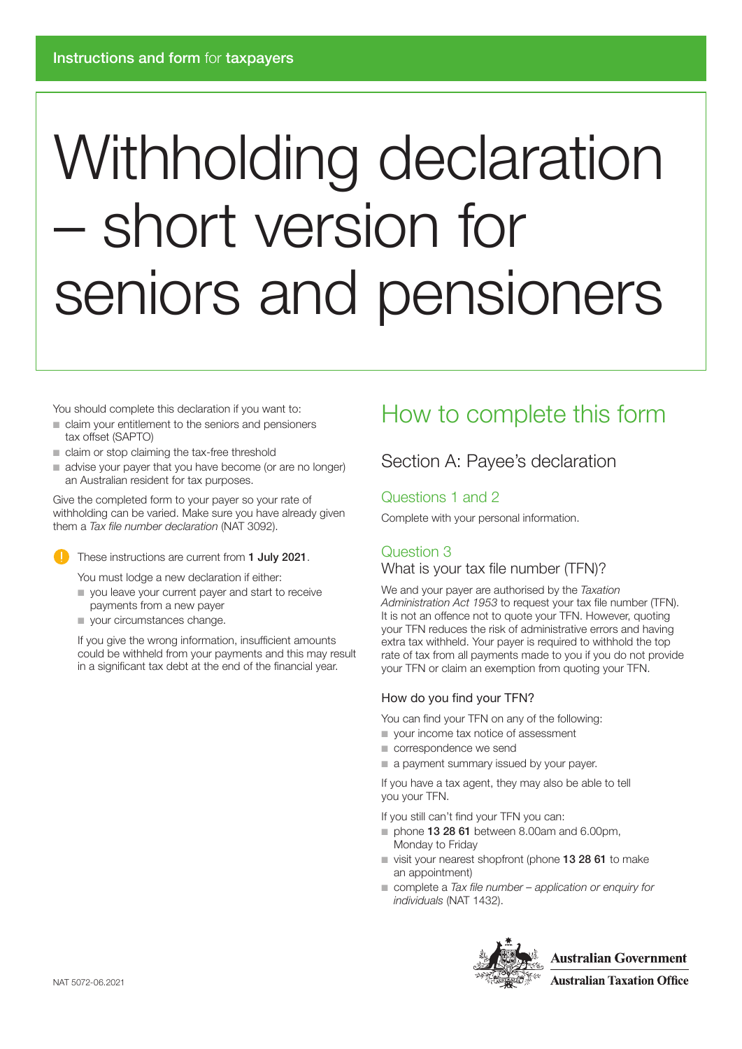Instructions and form for taxpayers

# Withholding declaration – short version for seniors and pensioners

You should complete this declaration if you want to:

- claim your entitlement to the seniors and pensioners tax offset (SAPTO)
- claim or stop claiming the tax-free threshold
- advise your payer that you have become (or are no longer) an Australian resident for tax purposes.

Give the completed form to your payer so your rate of withholding can be varied. Make sure you have already given them a *Tax file number declaration* (NAT 3092).

These instructions are current from **1 July 2021**.

You must lodge a new declaration if either:

- you leave your current payer and start to receive payments from a new payer
- your circumstances change.

If you give the wrong information, insufficient amounts could be withheld from your payments and this may result in a significant tax debt at the end of the financial year.

## How to complete this form

### Section A: Payee's declaration

#### Questions 1 and 2

Complete with your personal information.

#### Question 3

What is your tax file number (TFN)?

We and your payer are authorised by the *Taxation Administration Act 1953* to request your tax file number (TFN). It is not an offence not to quote your TFN. However, quoting your TFN reduces the risk of administrative errors and having extra tax withheld. Your payer is required to withhold the top rate of tax from all payments made to you if you do not provide your TFN or claim an exemption from quoting your TFN.

**How do you find your TFN?**

You can find your TFN on any of the following:

- your income tax notice of assessment
- correspondence we send
- a payment summary issued by your payer.

If you have a tax agent, they may also be able to tell you your TFN.

If you still can't find your TFN you can:

- phone **13 28 61** between 8.00am and 6.00pm, Monday to Friday
- visit your nearest shopfront (phone **13 28 61** to make an appointment)
- complete a *Tax file number – application or enquiry for individuals* (NAT 1432).

Australian Government
Australian Taxation Office

NAT 5072-06.2021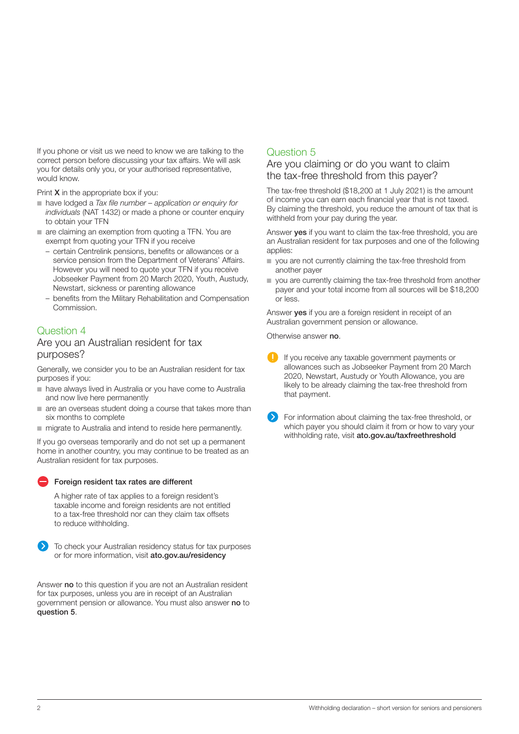If you phone or visit us we need to know we are talking to the correct person before discussing your tax affairs. We will ask you for details only you, or your authorised representative, would know.

Print **X** in the appropriate box if you:

- have lodged a *Tax file number – application or enquiry for individuals* (NAT 1432) or made a phone or counter enquiry to obtain your TFN
- are claiming an exemption from quoting a TFN. You are exempt from quoting your TFN if you receive
  - certain Centrelink pensions, benefits or allowances or a service pension from the Department of Veterans' Affairs. However you will need to quote your TFN if you receive Jobseeker Payment from 20 March 2020, Youth, Austudy, Newstart, sickness or parenting allowance
  - benefits from the Military Rehabilitation and Compensation Commission.

## Question 4

### Are you an Australian resident for tax purposes?

Generally, we consider you to be an Australian resident for tax purposes if you:

- have always lived in Australia or you have come to Australia and now live here permanently
- are an overseas student doing a course that takes more than six months to complete
- migrate to Australia and intend to reside here permanently.

If you go overseas temporarily and do not set up a permanent home in another country, you may continue to be treated as an Australian resident for tax purposes.

**Foreign resident tax rates are different**

A higher rate of tax applies to a foreign resident's taxable income and foreign residents are not entitled to a tax-free threshold nor can they claim tax offsets to reduce withholding.

To check your Australian residency status for tax purposes or for more information, visit **ato.gov.au/residency**

Answer **no** to this question if you are not an Australian resident for tax purposes, unless you are in receipt of an Australian government pension or allowance. You must also answer **no** to **question 5**.

## Question 5

### Are you claiming or do you want to claim the tax-free threshold from this payer?

The tax-free threshold ($18,200 at 1 July 2021) is the amount of income you can earn each financial year that is not taxed. By claiming the threshold, you reduce the amount of tax that is withheld from your pay during the year.

Answer **yes** if you want to claim the tax-free threshold, you are an Australian resident for tax purposes and one of the following applies:

- you are not currently claiming the tax-free threshold from another payer
- you are currently claiming the tax-free threshold from another payer and your total income from all sources will be $18,200 or less.

Answer **yes** if you are a foreign resident in receipt of an Australian government pension or allowance.

Otherwise answer **no**.

If you receive any taxable government payments or allowances such as Jobseeker Payment from 20 March 2020, Newstart, Austudy or Youth Allowance, you are likely to be already claiming the tax-free threshold from that payment.

For information about claiming the tax-free threshold, or which payer you should claim it from or how to vary your withholding rate, visit **ato.gov.au/taxfreethreshold**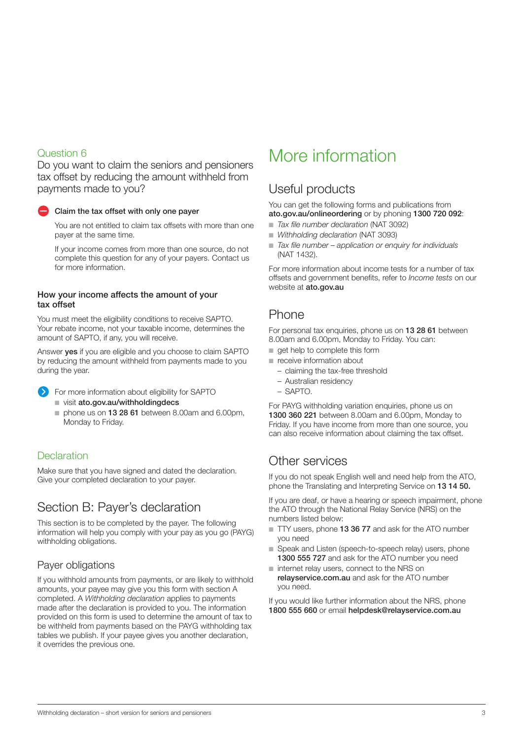## Question 6

Do you want to claim the seniors and pensioners tax offset by reducing the amount withheld from payments made to you?

**Claim the tax offset with only one payer**

You are not entitled to claim tax offsets with more than one payer at the same time.

If your income comes from more than one source, do not complete this question for any of your payers. Contact us for more information.

### How your income affects the amount of your tax offset

You must meet the eligibility conditions to receive SAPTO. Your rebate income, not your taxable income, determines the amount of SAPTO, if any, you will receive.

Answer **yes** if you are eligible and you choose to claim SAPTO by reducing the amount withheld from payments made to you during the year.

For more information about eligibility for SAPTO

- visit **ato.gov.au/withholdingdecs**
- phone us on **13 28 61** between 8.00am and 6.00pm, Monday to Friday.

## Declaration

Make sure that you have signed and dated the declaration. Give your completed declaration to your payer.

## Section B: Payer's declaration

This section is to be completed by the payer. The following information will help you comply with your pay as you go (PAYG) withholding obligations.

### Payer obligations

If you withhold amounts from payments, or are likely to withhold amounts, your payee may give you this form with section A completed. A *Withholding declaration* applies to payments made after the declaration is provided to you. The information provided on this form is used to determine the amount of tax to be withheld from payments based on the PAYG withholding tax tables we publish. If your payee gives you another declaration, it overrides the previous one.

# More information

## Useful products

You can get the following forms and publications from **ato.gov.au/onlineordering** or by phoning **1300 720 092**:

- *Tax file number declaration* (NAT 3092)
- *Withholding declaration* (NAT 3093)
- *Tax file number – application or enquiry for individuals* (NAT 1432).

For more information about income tests for a number of tax offsets and government benefits, refer to *Income tests* on our website at **ato.gov.au**

## Phone

For personal tax enquiries, phone us on **13 28 61** between 8.00am and 6.00pm, Monday to Friday. You can:

- get help to complete this form
- receive information about
  - claiming the tax-free threshold
  - Australian residency
  - SAPTO.

For PAYG withholding variation enquiries, phone us on **1300 360 221** between 8.00am and 6.00pm, Monday to Friday. If you have income from more than one source, you can also receive information about claiming the tax offset.

## Other services

If you do not speak English well and need help from the ATO, phone the Translating and Interpreting Service on **13 14 50.**

If you are deaf, or have a hearing or speech impairment, phone the ATO through the National Relay Service (NRS) on the numbers listed below:

- TTY users, phone **13 36 77** and ask for the ATO number you need
- Speak and Listen (speech-to-speech relay) users, phone **1300 555 727** and ask for the ATO number you need
- internet relay users, connect to the NRS on **relayservice.com.au** and ask for the ATO number you need.

If you would like further information about the NRS, phone **1800 555 660** or email **helpdesk@relayservice.com.au**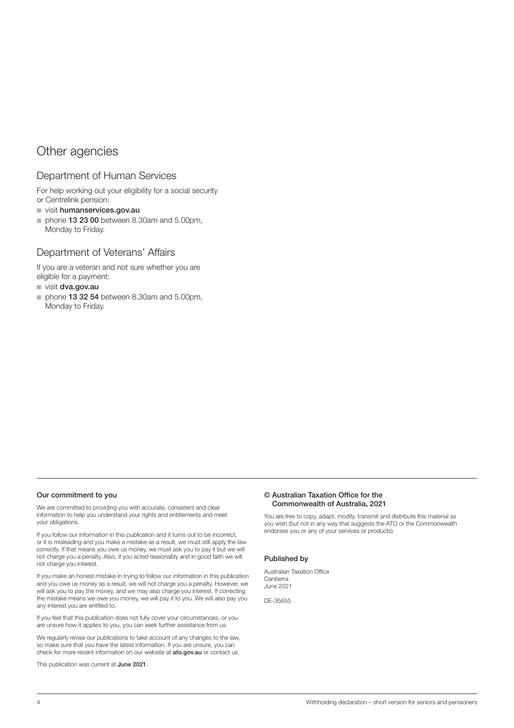## Other agencies

### Department of Human Services

For help working out your eligibility for a social security or Centrelink pension:

- visit **humanservices.gov.au**
- phone **13 23 00** between 8.30am and 5.00pm, Monday to Friday.

### Department of Veterans' Affairs

If you are a veteran and not sure whether you are eligible for a payment:

- visit **dva.gov.au**
- phone **13 32 54** between 8.30am and 5.00pm, Monday to Friday.

---

**Our commitment to you**

We are committed to providing you with accurate, consistent and clear information to help you understand your rights and entitlements and meet your obligations.

If you follow our information in this publication and it turns out to be incorrect, or it is misleading and you make a mistake as a result, we must still apply the law correctly. If that means you owe us money, we must ask you to pay it but we will not charge you a penalty. Also, if you acted reasonably and in good faith we will not charge you interest.

If you make an honest mistake in trying to follow our information in this publication and you owe us money as a result, we will not charge you a penalty. However, we will ask you to pay the money, and we may also charge you interest. If correcting the mistake means we owe you money, we will pay it to you. We will also pay you any interest you are entitled to.

If you feel that this publication does not fully cover your circumstances, or you are unsure how it applies to you, you can seek further assistance from us.

We regularly revise our publications to take account of any changes to the law, so make sure that you have the latest information. If you are unsure, you can check for more recent information on our website at **ato.gov.au** or contact us.

This publication was current at **June 2021**.

**© Australian Taxation Office for the Commonwealth of Australia, 2021**

You are free to copy, adapt, modify, transmit and distribute this material as you wish (but not in any way that suggests the ATO or the Commonwealth endorses you or any of your services or products).

**Published by**

Australian Taxation Office
Canberra
June 2021

DE-35655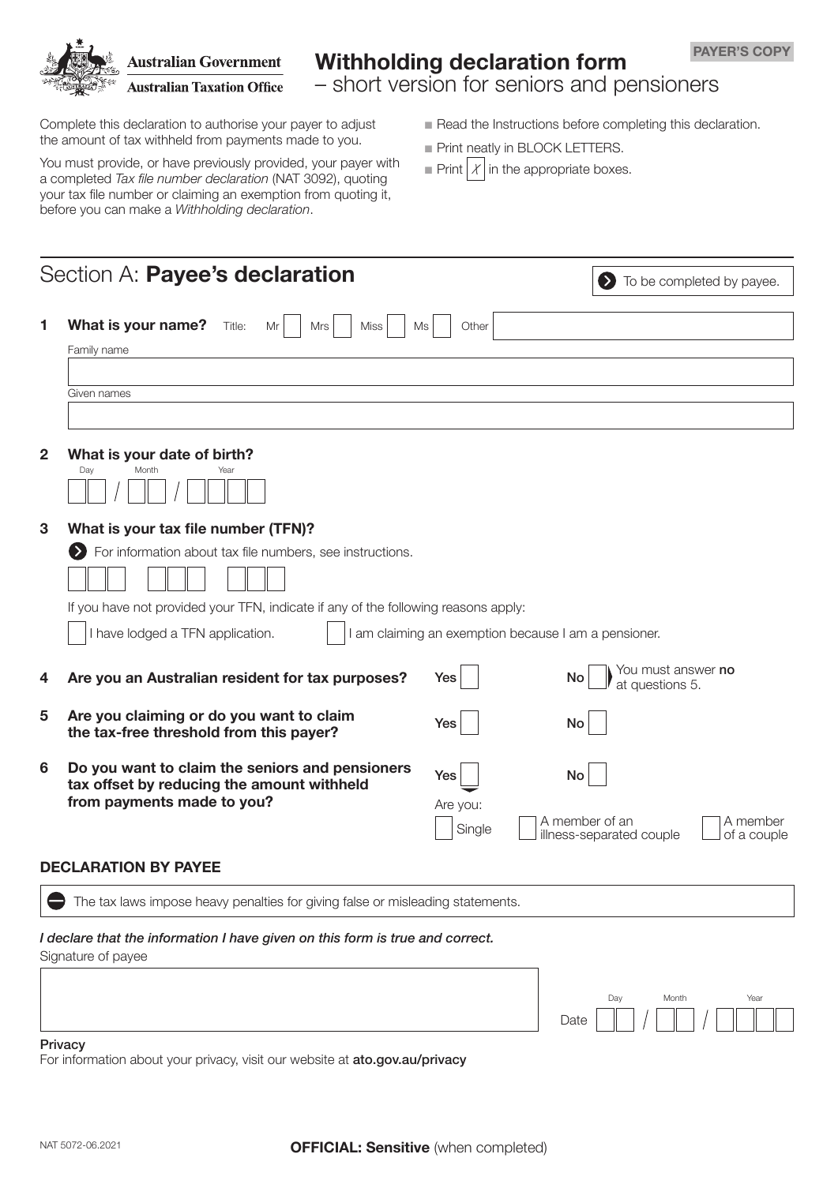Australian Government
Australian Taxation Office

# Withholding declaration form
## – short version for seniors and pensioners

**PAYER'S COPY**

Complete this declaration to authorise your payer to adjust the amount of tax withheld from payments made to you.

You must provide, or have previously provided, your payer with a completed *Tax file number declaration* (NAT 3092), quoting your tax file number or claiming an exemption from quoting it, before you can make a *Withholding declaration*.

- Read the Instructions before completing this declaration.
- Print neatly in BLOCK LETTERS.
- Print X in the appropriate boxes.

## Section A: **Payee's declaration**

To be completed by payee.

**1 What is your name?** Title: Mr ☐ Mrs ☐ Miss ☐ Ms ☐ Other ☐

Family name

Given names

**2 What is your date of birth?**

Day / Month / Year

**3 What is your tax file number (TFN)?**

For information about tax file numbers, see instructions.

If you have not provided your TFN, indicate if any of the following reasons apply:

☐ I have lodged a TFN application. ☐ I am claiming an exemption because I am a pensioner.

**4 Are you an Australian resident for tax purposes?** Yes ☐ No ☐ You must answer **no** at questions 5.

**5 Are you claiming or do you want to claim the tax-free threshold from this payer?** Yes ☐ No ☐

**6 Do you want to claim the seniors and pensioners tax offset by reducing the amount withheld from payments made to you?** Yes ☐ No ☐

Are you: ☐ Single ☐ A member of an illness-separated couple ☐ A member of a couple

### DECLARATION BY PAYEE

The tax laws impose heavy penalties for giving false or misleading statements.

*I declare that the information I have given on this form is true and correct.*

Signature of payee

Date Day / Month / Year

**Privacy**

For information about your privacy, visit our website at **ato.gov.au/privacy**

NAT 5072-06.2021

**OFFICIAL: Sensitive** (when completed)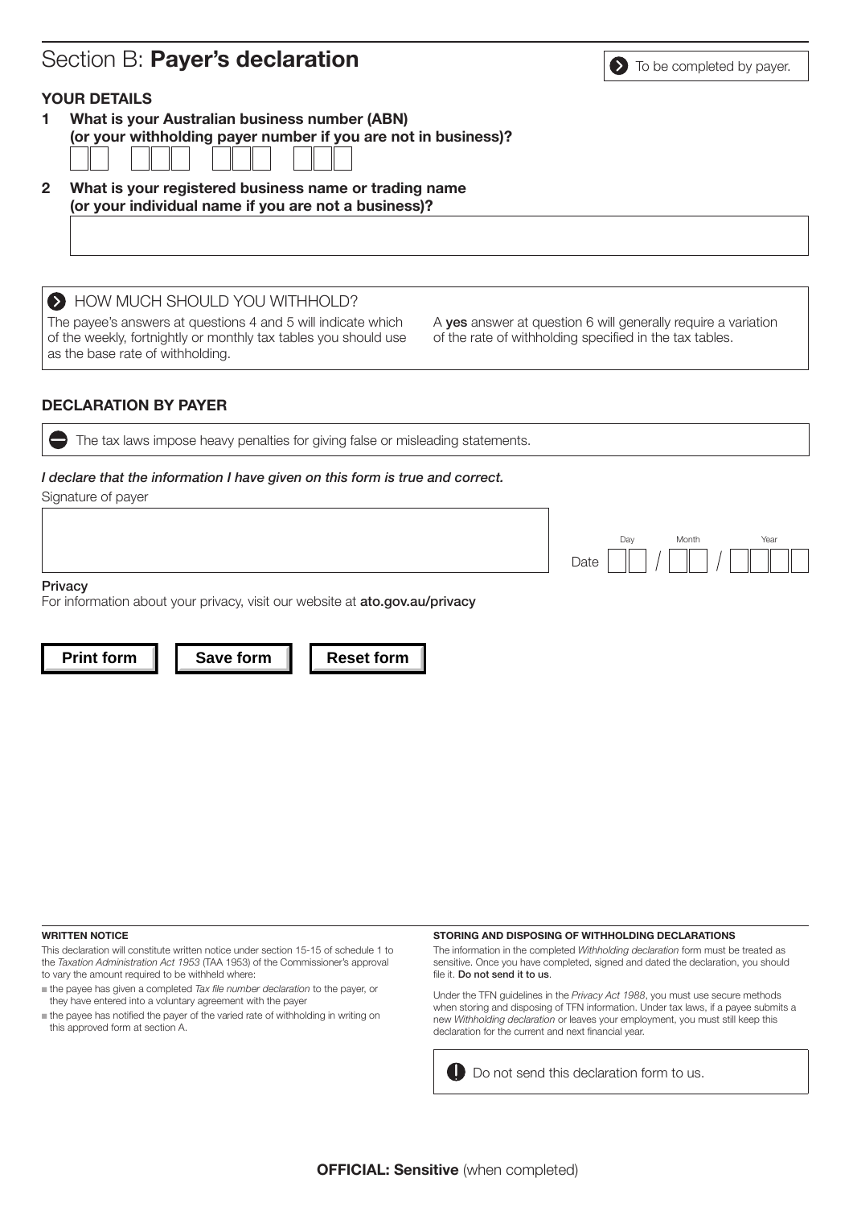# Section B: **Payer's declaration**

To be completed by payer.

### YOUR DETAILS

**1 What is your Australian business number (ABN) (or your withholding payer number if you are not in business)?**

**2 What is your registered business name or trading name (or your individual name if you are not a business)?**

### HOW MUCH SHOULD YOU WITHHOLD?

The payee's answers at questions 4 and 5 will indicate which of the weekly, fortnightly or monthly tax tables you should use as the base rate of withholding.

A **yes** answer at question 6 will generally require a variation of the rate of withholding specified in the tax tables.

### DECLARATION BY PAYER

The tax laws impose heavy penalties for giving false or misleading statements.

***I declare that the information I have given on this form is true and correct.***

Signature of payer

Date Day / Month / Year

**Privacy**

For information about your privacy, visit our website at **ato.gov.au/privacy**

**Print form** **Save form** **Reset form**

#### WRITTEN NOTICE

This declaration will constitute written notice under section 15-15 of schedule 1 to the *Taxation Administration Act 1953* (TAA 1953) of the Commissioner's approval to vary the amount required to be withheld where:

- the payee has given a completed *Tax file number declaration* to the payer, or they have entered into a voluntary agreement with the payer
- the payee has notified the payer of the varied rate of withholding in writing on this approved form at section A.

#### STORING AND DISPOSING OF WITHHOLDING DECLARATIONS

The information in the completed *Withholding declaration* form must be treated as sensitive. Once you have completed, signed and dated the declaration, you should file it. **Do not send it to us**.

Under the TFN guidelines in the *Privacy Act 1988*, you must use secure methods when storing and disposing of TFN information. Under tax laws, if a payee submits a new *Withholding declaration* or leaves your employment, you must still keep this declaration for the current and next financial year.

Do not send this declaration form to us.

**OFFICIAL: Sensitive** (when completed)